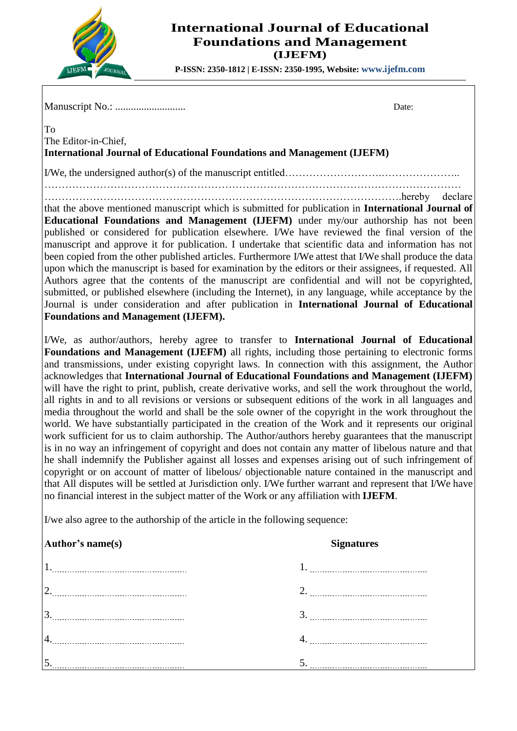# International Journal of Educational Foundations and Management (IJEFM)

**P-ISSN: 2350-1812 | E-ISSN: 2350-1995, Website: www.ijefm.com**

Manuscript No.: ........................... Date:

To
The Editor-in-Chief,
**International Journal of Educational Foundations and Management (IJEFM)**

I/We, the undersigned author(s) of the manuscript entitled……………………….………………….. …………………………………………………………………………………………………… ………………………………………………………………………………………….hereby declare that the above mentioned manuscript which is submitted for publication in **International Journal of Educational Foundations and Management (IJEFM)** under my/our authorship has not been published or considered for publication elsewhere. I/We have reviewed the final version of the manuscript and approve it for publication. I undertake that scientific data and information has not been copied from the other published articles. Furthermore I/We attest that I/We shall produce the data upon which the manuscript is based for examination by the editors or their assignees, if requested. All Authors agree that the contents of the manuscript are confidential and will not be copyrighted, submitted, or published elsewhere (including the Internet), in any language, while acceptance by the Journal is under consideration and after publication in **International Journal of Educational Foundations and Management (IJEFM).**

I/We, as author/authors, hereby agree to transfer to **International Journal of Educational Foundations and Management (IJEFM)** all rights, including those pertaining to electronic forms and transmissions, under existing copyright laws. In connection with this assignment, the Author acknowledges that **International Journal of Educational Foundations and Management (IJEFM)** will have the right to print, publish, create derivative works, and sell the work throughout the world, all rights in and to all revisions or versions or subsequent editions of the work in all languages and media throughout the world and shall be the sole owner of the copyright in the work throughout the world. We have substantially participated in the creation of the Work and it represents our original work sufficient for us to claim authorship. The Author/authors hereby guarantees that the manuscript is in no way an infringement of copyright and does not contain any matter of libelous nature and that he shall indemnify the Publisher against all losses and expenses arising out of such infringement of copyright or on account of matter of libelous/ objectionable nature contained in the manuscript and that All disputes will be settled at Jurisdiction only. I/We further warrant and represent that I/We have no financial interest in the subject matter of the Work or any affiliation with **IJEFM**.

I/we also agree to the authorship of the article in the following sequence:

| **Author's name(s)** | **Signatures** |
|---|---|
| 1. .................................................... | 1. ............................................... |
| 2. .................................................... | 2. ............................................... |
| 3. .................................................... | 3. ............................................... |
| 4. .................................................... | 4. ............................................... |
| 5. .................................................... | 5. ............................................... |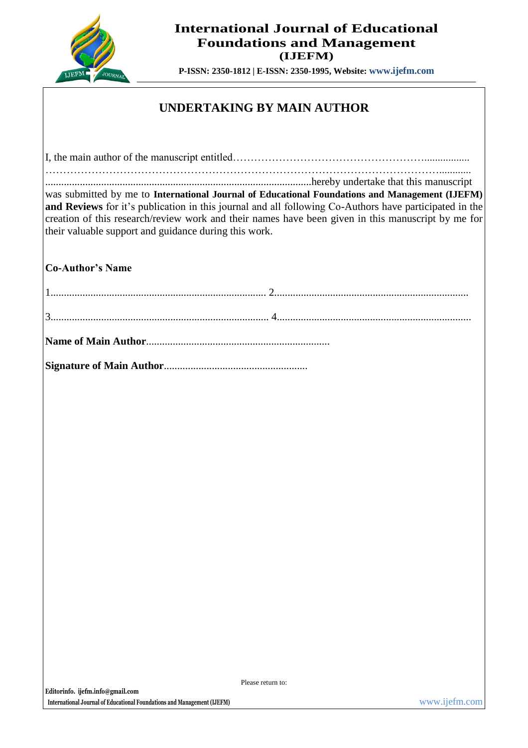# International Journal of Educational Foundations and Management (IJEFM)

**P-ISSN: 2350-1812 | E-ISSN: 2350-1995, Website: www.ijefm.com**

## UNDERTAKING BY MAIN AUTHOR

I, the main author of the manuscript entitled……………………………………………….................
……………………………………………………………………………………………...........
...................................................................................................hereby undertake that this manuscript was submitted by me to **International Journal of Educational Foundations and Management (IJEFM) and Reviews** for it's publication in this journal and all following Co-Authors have participated in the creation of this research/review work and their names have been given in this manuscript by me for their valuable support and guidance during this work.

**Co-Author's Name**

1................................................................................ 2.........................................................................

3................................................................................ 4.........................................................................

**Name of Main Author**....................................................................

**Signature of Main Author**.....................................................

Please return to:

**Editorinfo. ijefm.info@gmail.com**

**International Journal of Educational Foundations and Management (IJEFM)**

www.ijefm.com